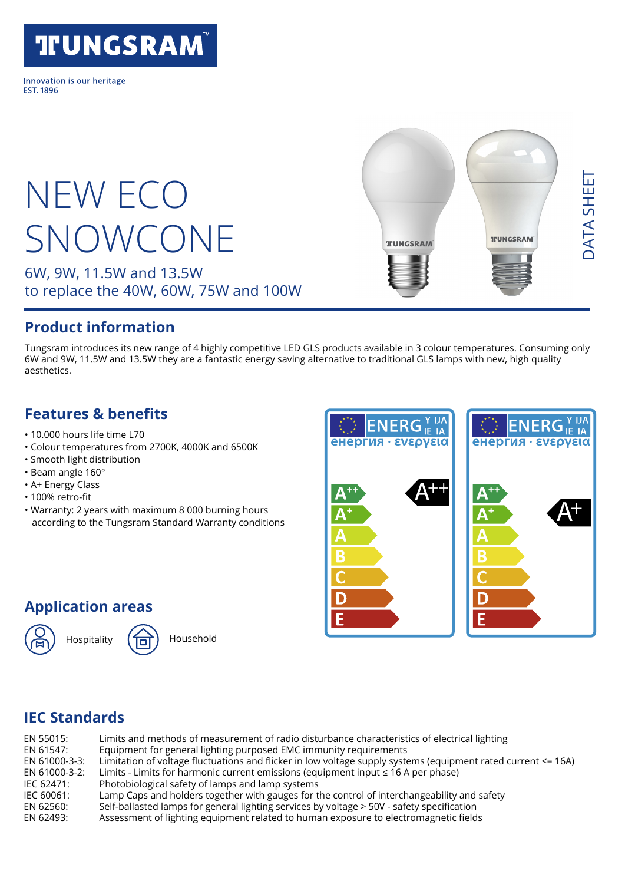# TUNGSRAM™

Innovation is our heritage
EST. 1896

DATA SHEET

# NEW ECO SNOWCONE

6W, 9W, 11.5W and 13.5W
to replace the 40W, 60W, 75W and 100W

## Product information

Tungsram introduces its new range of 4 highly competitive LED GLS products available in 3 colour temperatures. Consuming only 6W and 9W, 11.5W and 13.5W they are a fantastic energy saving alternative to traditional GLS lamps with new, high quality aesthetics.

## Features & benefits

- 10.000 hours life time L70
- Colour temperatures from 2700K, 4000K and 6500K
- Smooth light distribution
- Beam angle 160°
- A+ Energy Class
- 100% retro-fit
- Warranty: 2 years with maximum 8 000 burning hours according to the Tungsram Standard Warranty conditions

## Application areas

Hospitality

Household

## IEC Standards

| | |
|---|---|
| EN 55015: | Limits and methods of measurement of radio disturbance characteristics of electrical lighting |
| EN 61547: | Equipment for general lighting purposed EMC immunity requirements |
| EN 61000-3-3: | Limitation of voltage fluctuations and flicker in low voltage supply systems (equipment rated current <= 16A) |
| EN 61000-3-2: | Limits - Limits for harmonic current emissions (equipment input ≤ 16 A per phase) |
| IEC 62471: | Photobiological safety of lamps and lamp systems |
| IEC 60061: | Lamp Caps and holders together with gauges for the control of interchangeability and safety |
| EN 62560: | Self-ballasted lamps for general lighting services by voltage > 50V - safety specification |
| EN 62493: | Assessment of lighting equipment related to human exposure to electromagnetic fields |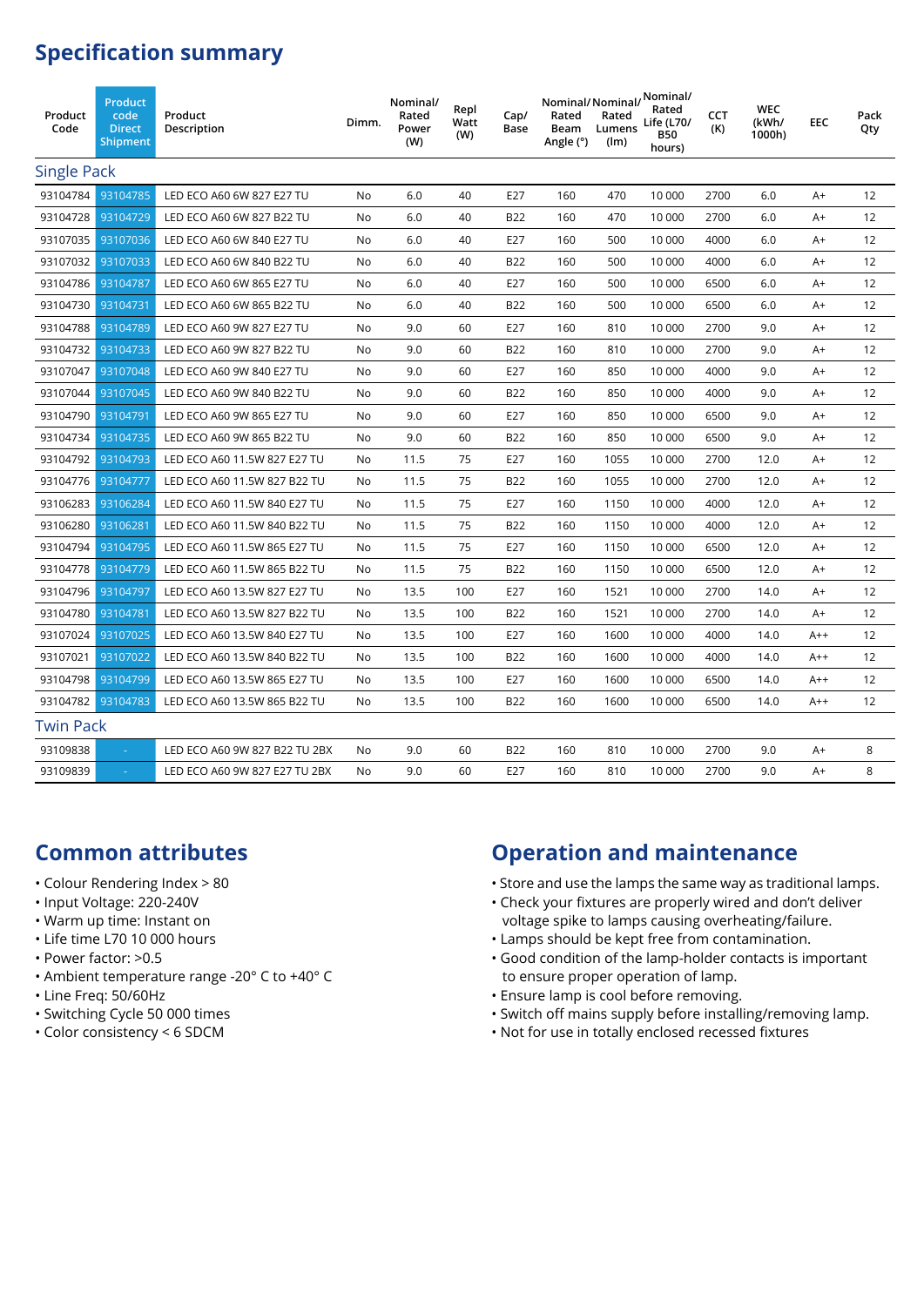## Specification summary

| Product Code | Product code Direct Shipment | Product Description | Dimm. | Nominal/ Rated Power (W) | Repl Watt (W) | Cap/ Base | Nominal/ Rated Beam Angle (°) | Nominal/ Rated Lumens (lm) | Nominal/ Rated Life (L70/ B50 hours) | CCT (K) | WEC (kWh/ 1000h) | EEC | Pack Qty |
|---|---|---|---|---|---|---|---|---|---|---|---|---|---|
| **Single Pack** | | | | | | | | | | | | | |
| 93104784 | 93104785 | LED ECO A60 6W 827 E27 TU | No | 6.0 | 40 | E27 | 160 | 470 | 10 000 | 2700 | 6.0 | A+ | 12 |
| 93104728 | 93104729 | LED ECO A60 6W 827 B22 TU | No | 6.0 | 40 | B22 | 160 | 470 | 10 000 | 2700 | 6.0 | A+ | 12 |
| 93107035 | 93107036 | LED ECO A60 6W 840 E27 TU | No | 6.0 | 40 | E27 | 160 | 500 | 10 000 | 4000 | 6.0 | A+ | 12 |
| 93107032 | 93107033 | LED ECO A60 6W 840 B22 TU | No | 6.0 | 40 | B22 | 160 | 500 | 10 000 | 4000 | 6.0 | A+ | 12 |
| 93104786 | 93104787 | LED ECO A60 6W 865 E27 TU | No | 6.0 | 40 | E27 | 160 | 500 | 10 000 | 6500 | 6.0 | A+ | 12 |
| 93104730 | 93104731 | LED ECO A60 6W 865 B22 TU | No | 6.0 | 40 | B22 | 160 | 500 | 10 000 | 6500 | 6.0 | A+ | 12 |
| 93104788 | 93104789 | LED ECO A60 9W 827 E27 TU | No | 9.0 | 60 | E27 | 160 | 810 | 10 000 | 2700 | 9.0 | A+ | 12 |
| 93104732 | 93104733 | LED ECO A60 9W 827 B22 TU | No | 9.0 | 60 | B22 | 160 | 810 | 10 000 | 2700 | 9.0 | A+ | 12 |
| 93107047 | 93107048 | LED ECO A60 9W 840 E27 TU | No | 9.0 | 60 | E27 | 160 | 850 | 10 000 | 4000 | 9.0 | A+ | 12 |
| 93107044 | 93107045 | LED ECO A60 9W 840 B22 TU | No | 9.0 | 60 | B22 | 160 | 850 | 10 000 | 4000 | 9.0 | A+ | 12 |
| 93104790 | 93104791 | LED ECO A60 9W 865 E27 TU | No | 9.0 | 60 | E27 | 160 | 850 | 10 000 | 6500 | 9.0 | A+ | 12 |
| 93104734 | 93104735 | LED ECO A60 9W 865 B22 TU | No | 9.0 | 60 | B22 | 160 | 850 | 10 000 | 6500 | 9.0 | A+ | 12 |
| 93104792 | 93104793 | LED ECO A60 11.5W 827 E27 TU | No | 11.5 | 75 | E27 | 160 | 1055 | 10 000 | 2700 | 12.0 | A+ | 12 |
| 93104776 | 93104777 | LED ECO A60 11.5W 827 B22 TU | No | 11.5 | 75 | B22 | 160 | 1055 | 10 000 | 2700 | 12.0 | A+ | 12 |
| 93106283 | 93106284 | LED ECO A60 11.5W 840 E27 TU | No | 11.5 | 75 | E27 | 160 | 1150 | 10 000 | 4000 | 12.0 | A+ | 12 |
| 93106280 | 93106281 | LED ECO A60 11.5W 840 B22 TU | No | 11.5 | 75 | B22 | 160 | 1150 | 10 000 | 4000 | 12.0 | A+ | 12 |
| 93104794 | 93104795 | LED ECO A60 11.5W 865 E27 TU | No | 11.5 | 75 | E27 | 160 | 1150 | 10 000 | 6500 | 12.0 | A+ | 12 |
| 93104778 | 93104779 | LED ECO A60 11.5W 865 B22 TU | No | 11.5 | 75 | B22 | 160 | 1150 | 10 000 | 6500 | 12.0 | A+ | 12 |
| 93104796 | 93104797 | LED ECO A60 13.5W 827 E27 TU | No | 13.5 | 100 | E27 | 160 | 1521 | 10 000 | 2700 | 14.0 | A+ | 12 |
| 93104780 | 93104781 | LED ECO A60 13.5W 827 B22 TU | No | 13.5 | 100 | B22 | 160 | 1521 | 10 000 | 2700 | 14.0 | A+ | 12 |
| 93107024 | 93107025 | LED ECO A60 13.5W 840 E27 TU | No | 13.5 | 100 | E27 | 160 | 1600 | 10 000 | 4000 | 14.0 | A++ | 12 |
| 93107021 | 93107022 | LED ECO A60 13.5W 840 B22 TU | No | 13.5 | 100 | B22 | 160 | 1600 | 10 000 | 4000 | 14.0 | A++ | 12 |
| 93104798 | 93104799 | LED ECO A60 13.5W 865 E27 TU | No | 13.5 | 100 | E27 | 160 | 1600 | 10 000 | 6500 | 14.0 | A++ | 12 |
| 93104782 | 93104783 | LED ECO A60 13.5W 865 B22 TU | No | 13.5 | 100 | B22 | 160 | 1600 | 10 000 | 6500 | 14.0 | A++ | 12 |
| **Twin Pack** | | | | | | | | | | | | | |
| 93109838 | - | LED ECO A60 9W 827 B22 TU 2BX | No | 9.0 | 60 | B22 | 160 | 810 | 10 000 | 2700 | 9.0 | A+ | 8 |
| 93109839 | - | LED ECO A60 9W 827 E27 TU 2BX | No | 9.0 | 60 | E27 | 160 | 810 | 10 000 | 2700 | 9.0 | A+ | 8 |

## Common attributes

- Colour Rendering Index > 80
- Input Voltage: 220-240V
- Warm up time: Instant on
- Life time L70 10 000 hours
- Power factor: >0.5
- Ambient temperature range -20° C to +40° C
- Line Freq: 50/60Hz
- Switching Cycle 50 000 times
- Color consistency < 6 SDCM

## Operation and maintenance

- Store and use the lamps the same way as traditional lamps.
- Check your fixtures are properly wired and don't deliver voltage spike to lamps causing overheating/failure.
- Lamps should be kept free from contamination.
- Good condition of the lamp-holder contacts is important to ensure proper operation of lamp.
- Ensure lamp is cool before removing.
- Switch off mains supply before installing/removing lamp.
- Not for use in totally enclosed recessed fixtures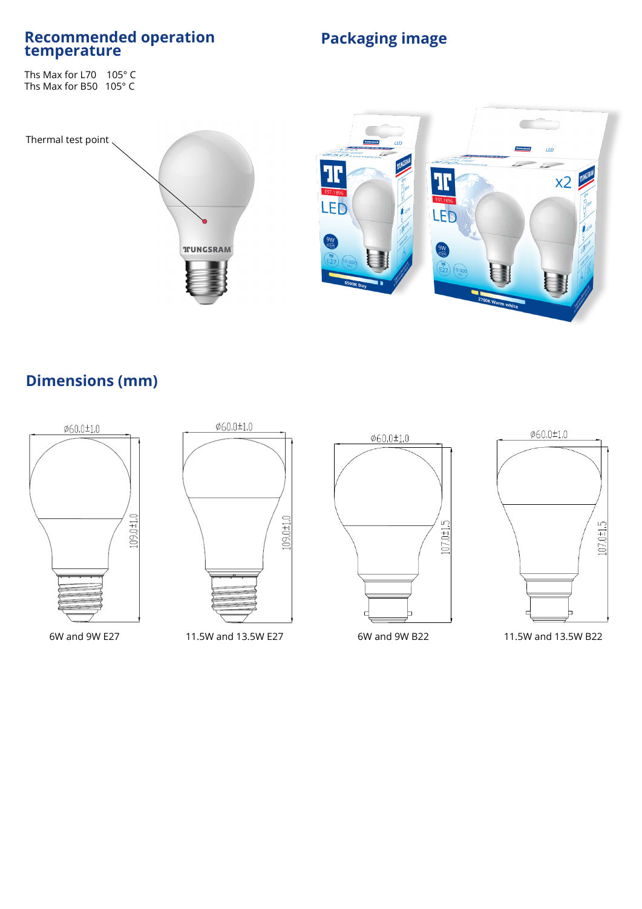## Recommended operation temperature

Ths Max for L70 105° C
Ths Max for B50 105° C

Thermal test point

## Packaging image

## Dimensions (mm)

ø60.0±1.0
109.0±1.0

6W and 9W E27

ø60.0±1.0
109.0±1.0

11.5W and 13.5W E27

ø60.0±1.0
107.0±1.5

6W and 9W B22

ø60.0±1.0
107.0±1.5

11.5W and 13.5W B22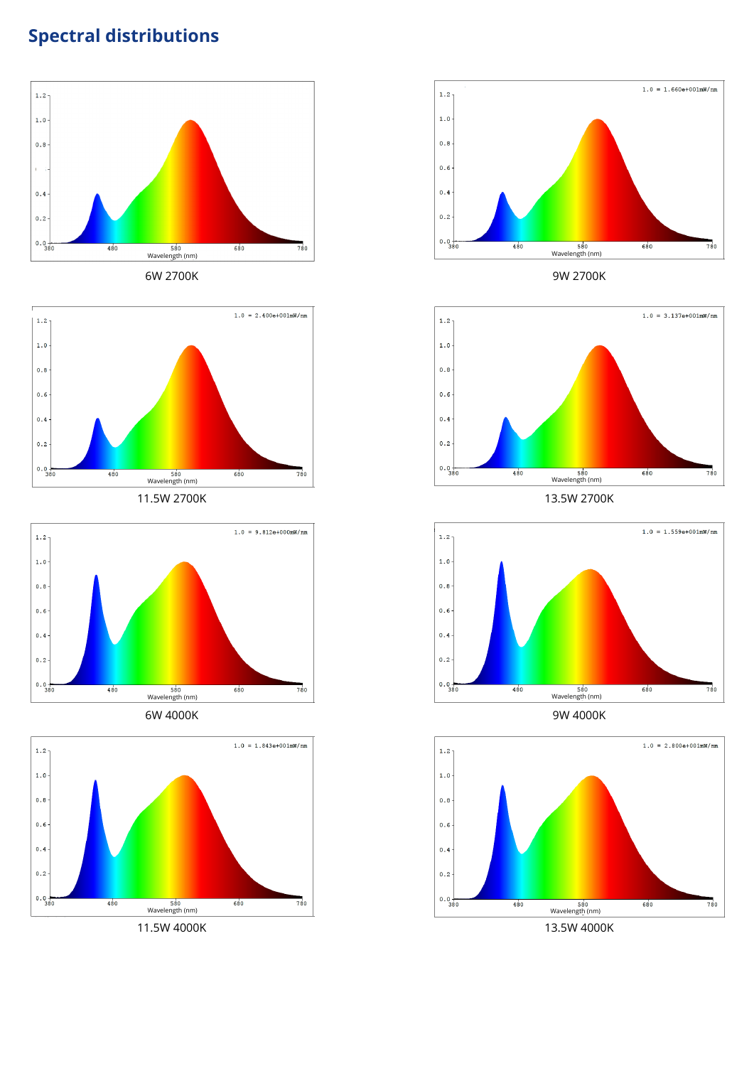# Spectral distributions

6W 2700K

9W 2700K

11.5W 2700K

13.5W 2700K

6W 4000K

9W 4000K

11.5W 4000K

13.5W 4000K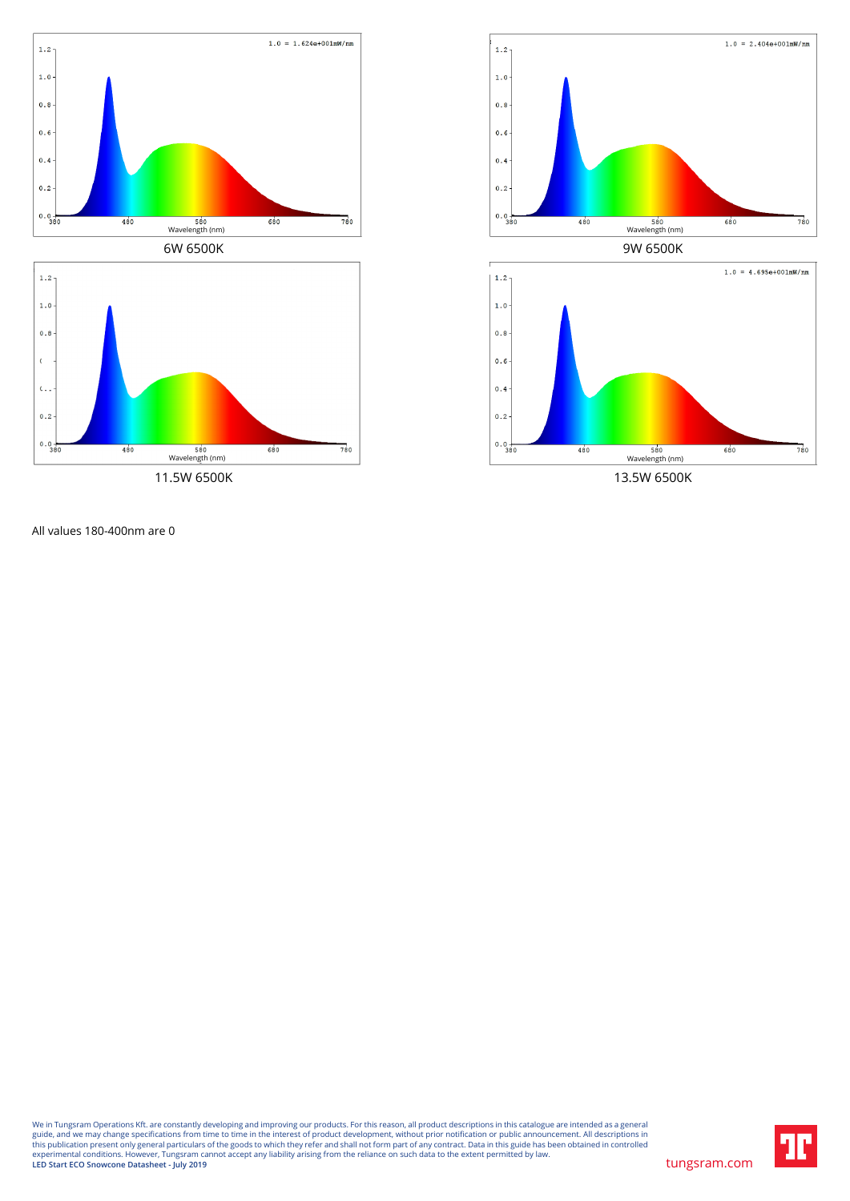1.0 = 1.624e+001mW/nm

1.2
1.0
0.8
0.6
0.4
0.2
0.0
380
480
580
680
780
Wavelength (nm)

6W 6500K

1.0 = 2.404e+001mW/nm

1.2
1.0
0.8
0.6
0.4
0.2
0.0
380
480
580
680
780
Wavelength (nm)

9W 6500K

1.2
1.0
0.8
0.2
0.0
380
480
580
680
780
Wavelength (nm)

11.5W 6500K

1.0 = 4.695e+001mW/nm

1.2
1.0
0.8
0.6
0.4
0.2
0.0
380
480
580
680
780
Wavelength (nm)

13.5W 6500K

All values 180-400nm are 0

We in Tungsram Operations Kft. are constantly developing and improving our products. For this reason, all product descriptions in this catalogue are intended as a general guide, and we may change specifications from time to time in the interest of product development, without prior notification or public announcement. All descriptions in this publication present only general particulars of the goods to which they refer and shall not form part of any contract. Data in this guide has been obtained in controlled experimental conditions. However, Tungsram cannot accept any liability arising from the reliance on such data to the extent permitted by law.

**LED Start ECO Snowcone Datasheet - July 2019**

tungsram.com